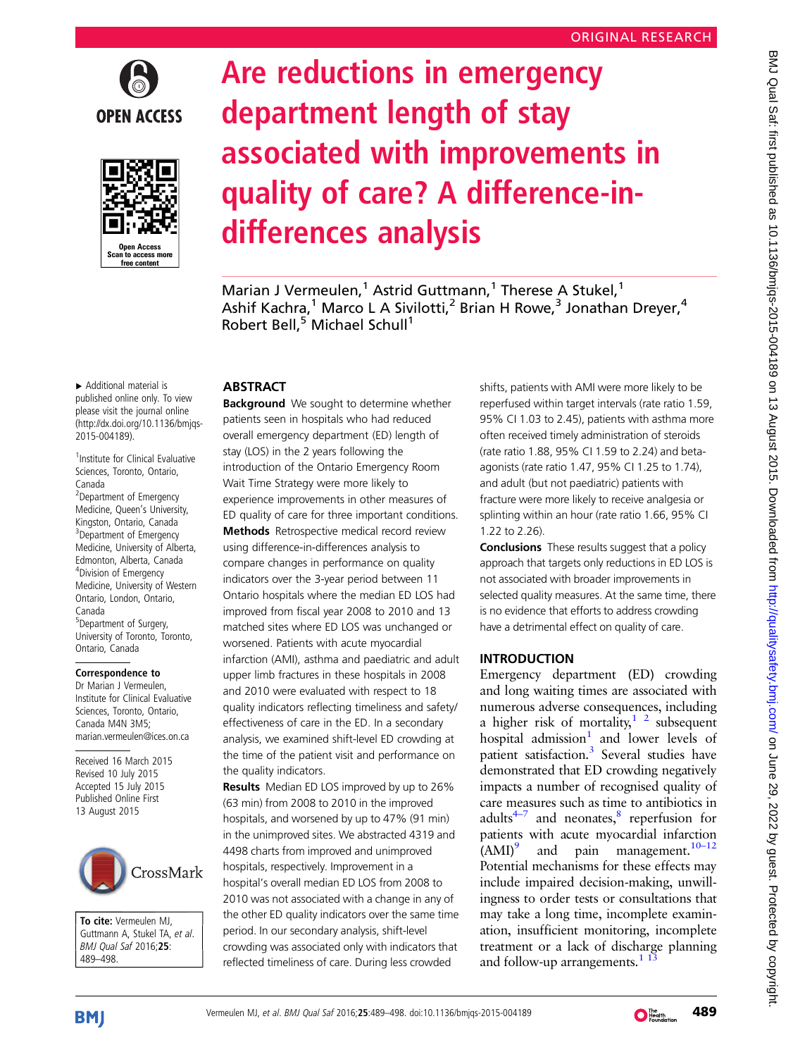ORIGINAL RESEARCH

# Are reductions in emergency department length of stay associated with improvements in quality of care? A difference-in-differences analysis

Marian J Vermeulen,[1] Astrid Guttmann,[1] Therese A Stukel,[1] Ashif Kachra,[1] Marco L A Sivilotti,[2] Brian H Rowe,[3] Jonathan Dreyer,[4] Robert Bell,[5] Michael Schull[1]

► Additional material is published online only. To view please visit the journal online (http://dx.doi.org/10.1136/bmjqs-2015-004189).

[1]Institute for Clinical Evaluative Sciences, Toronto, Ontario, Canada
[2]Department of Emergency Medicine, Queen's University, Kingston, Ontario, Canada
[3]Department of Emergency Medicine, University of Alberta, Edmonton, Alberta, Canada
[4]Division of Emergency Medicine, University of Western Ontario, London, Ontario, Canada
[5]Department of Surgery, University of Toronto, Toronto, Ontario, Canada

**Correspondence to**
Dr Marian J Vermeulen, Institute for Clinical Evaluative Sciences, Toronto, Ontario, Canada M4N 3M5; marian.vermeulen@ices.on.ca

Received 16 March 2015
Revised 10 July 2015
Accepted 15 July 2015
Published Online First 13 August 2015

**To cite:** Vermeulen MJ, Guttmann A, Stukel TA, *et al*. *BMJ Qual Saf* 2016;**25**:489–498.

## ABSTRACT

**Background** We sought to determine whether patients seen in hospitals who had reduced overall emergency department (ED) length of stay (LOS) in the 2 years following the introduction of the Ontario Emergency Room Wait Time Strategy were more likely to experience improvements in other measures of ED quality of care for three important conditions.

**Methods** Retrospective medical record review using difference-in-differences analysis to compare changes in performance on quality indicators over the 3-year period between 11 Ontario hospitals where the median ED LOS had improved from fiscal year 2008 to 2010 and 13 matched sites where ED LOS was unchanged or worsened. Patients with acute myocardial infarction (AMI), asthma and paediatric and adult upper limb fractures in these hospitals in 2008 and 2010 were evaluated with respect to 18 quality indicators reflecting timeliness and safety/effectiveness of care in the ED. In a secondary analysis, we examined shift-level ED crowding at the time of the patient visit and performance on the quality indicators.

**Results** Median ED LOS improved by up to 26% (63 min) from 2008 to 2010 in the improved hospitals, and worsened by up to 47% (91 min) in the unimproved sites. We abstracted 4319 and 4498 charts from improved and unimproved hospitals, respectively. Improvement in a hospital's overall median ED LOS from 2008 to 2010 was not associated with a change in any of the other ED quality indicators over the same time period. In our secondary analysis, shift-level crowding was associated only with indicators that reflected timeliness of care. During less crowded shifts, patients with AMI were more likely to be reperfused within target intervals (rate ratio 1.59, 95% CI 1.03 to 2.45), patients with asthma more often received timely administration of steroids (rate ratio 1.88, 95% CI 1.59 to 2.24) and beta-agonists (rate ratio 1.47, 95% CI 1.25 to 1.74), and adult (but not paediatric) patients with fracture were more likely to receive analgesia or splinting within an hour (rate ratio 1.66, 95% CI 1.22 to 2.26).

**Conclusions** These results suggest that a policy approach that targets only reductions in ED LOS is not associated with broader improvements in selected quality measures. At the same time, there is no evidence that efforts to address crowding have a detrimental effect on quality of care.

## INTRODUCTION

Emergency department (ED) crowding and long waiting times are associated with numerous adverse consequences, including a higher risk of mortality,[1 2] subsequent hospital admission[1] and lower levels of patient satisfaction.[3] Several studies have demonstrated that ED crowding negatively impacts a number of recognised quality of care measures such as time to antibiotics in adults[4–7] and neonates,[8] reperfusion for patients with acute myocardial infarction (AMI)[9] and pain management.[10–12] Potential mechanisms for these effects may include impaired decision-making, unwillingness to order tests or consultations that may take a long time, incomplete examination, insufficient monitoring, incomplete treatment or a lack of discharge planning and follow-up arrangements.[1 13]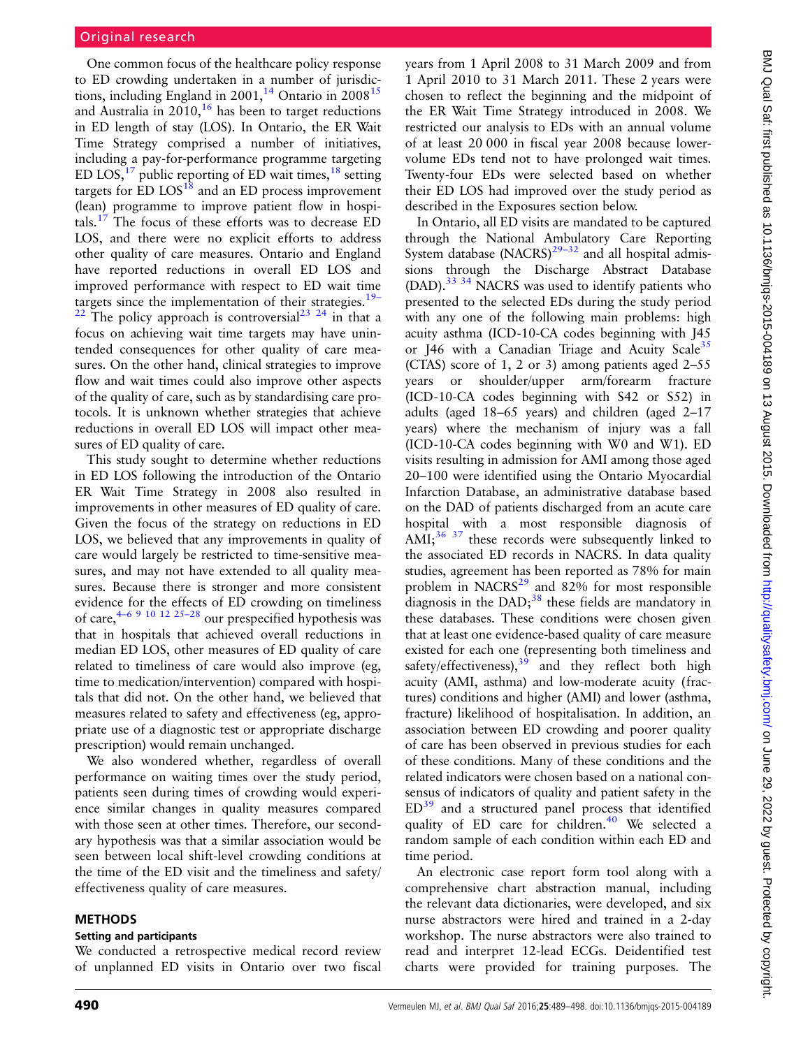One common focus of the healthcare policy response to ED crowding undertaken in a number of jurisdictions, including England in 2001,[14] Ontario in 2008[15] and Australia in 2010,[16] has been to target reductions in ED length of stay (LOS). In Ontario, the ER Wait Time Strategy comprised a number of initiatives, including a pay-for-performance programme targeting ED LOS,[17] public reporting of ED wait times,[18] setting targets for ED LOS[18] and an ED process improvement (lean) programme to improve patient flow in hospitals.[17] The focus of these efforts was to decrease ED LOS, and there were no explicit efforts to address other quality of care measures. Ontario and England have reported reductions in overall ED LOS and improved performance with respect to ED wait time targets since the implementation of their strategies.[19–22] The policy approach is controversial[23 24] in that a focus on achieving wait time targets may have unintended consequences for other quality of care measures. On the other hand, clinical strategies to improve flow and wait times could also improve other aspects of the quality of care, such as by standardising care protocols. It is unknown whether strategies that achieve reductions in overall ED LOS will impact other measures of ED quality of care.

This study sought to determine whether reductions in ED LOS following the introduction of the Ontario ER Wait Time Strategy in 2008 also resulted in improvements in other measures of ED quality of care. Given the focus of the strategy on reductions in ED LOS, we believed that any improvements in quality of care would largely be restricted to time-sensitive measures, and may not have extended to all quality measures. Because there is stronger and more consistent evidence for the effects of ED crowding on timeliness of care,[4–6 9 10 12 25–28] our prespecified hypothesis was that in hospitals that achieved overall reductions in median ED LOS, other measures of ED quality of care related to timeliness of care would also improve (eg, time to medication/intervention) compared with hospitals that did not. On the other hand, we believed that measures related to safety and effectiveness (eg, appropriate use of a diagnostic test or appropriate discharge prescription) would remain unchanged.

We also wondered whether, regardless of overall performance on waiting times over the study period, patients seen during times of crowding would experience similar changes in quality measures compared with those seen at other times. Therefore, our secondary hypothesis was that a similar association would be seen between local shift-level crowding conditions at the time of the ED visit and the timeliness and safety/effectiveness quality of care measures.

## METHODS

### Setting and participants

We conducted a retrospective medical record review of unplanned ED visits in Ontario over two fiscal years from 1 April 2008 to 31 March 2009 and from 1 April 2010 to 31 March 2011. These 2 years were chosen to reflect the beginning and the midpoint of the ER Wait Time Strategy introduced in 2008. We restricted our analysis to EDs with an annual volume of at least 20 000 in fiscal year 2008 because lower-volume EDs tend not to have prolonged wait times. Twenty-four EDs were selected based on whether their ED LOS had improved over the study period as described in the Exposures section below.

In Ontario, all ED visits are mandated to be captured through the National Ambulatory Care Reporting System database (NACRS)[29–32] and all hospital admissions through the Discharge Abstract Database (DAD).[33 34] NACRS was used to identify patients who presented to the selected EDs during the study period with any one of the following main problems: high acuity asthma (ICD-10-CA codes beginning with J45 or J46 with a Canadian Triage and Acuity Scale[35] (CTAS) score of 1, 2 or 3) among patients aged 2–55 years or shoulder/upper arm/forearm fracture (ICD-10-CA codes beginning with S42 or S52) in adults (aged 18–65 years) and children (aged 2–17 years) where the mechanism of injury was a fall (ICD-10-CA codes beginning with W0 and W1). ED visits resulting in admission for AMI among those aged 20–100 were identified using the Ontario Myocardial Infarction Database, an administrative database based on the DAD of patients discharged from an acute care hospital with a most responsible diagnosis of AMI;[36 37] these records were subsequently linked to the associated ED records in NACRS. In data quality studies, agreement has been reported as 78% for main problem in NACRS[29] and 82% for most responsible diagnosis in the DAD;[38] these fields are mandatory in these databases. These conditions were chosen given that at least one evidence-based quality of care measure existed for each one (representing both timeliness and safety/effectiveness),[39] and they reflect both high acuity (AMI, asthma) and low-moderate acuity (fractures) conditions and higher (AMI) and lower (asthma, fracture) likelihood of hospitalisation. In addition, an association between ED crowding and poorer quality of care has been observed in previous studies for each of these conditions. Many of these conditions and the related indicators were chosen based on a national consensus of indicators of quality and patient safety in the ED[39] and a structured panel process that identified quality of ED care for children.[40] We selected a random sample of each condition within each ED and time period.

An electronic case report form tool along with a comprehensive chart abstraction manual, including the relevant data dictionaries, were developed, and six nurse abstractors were hired and trained in a 2-day workshop. The nurse abstractors were also trained to read and interpret 12-lead ECGs. Deidentified test charts were provided for training purposes. The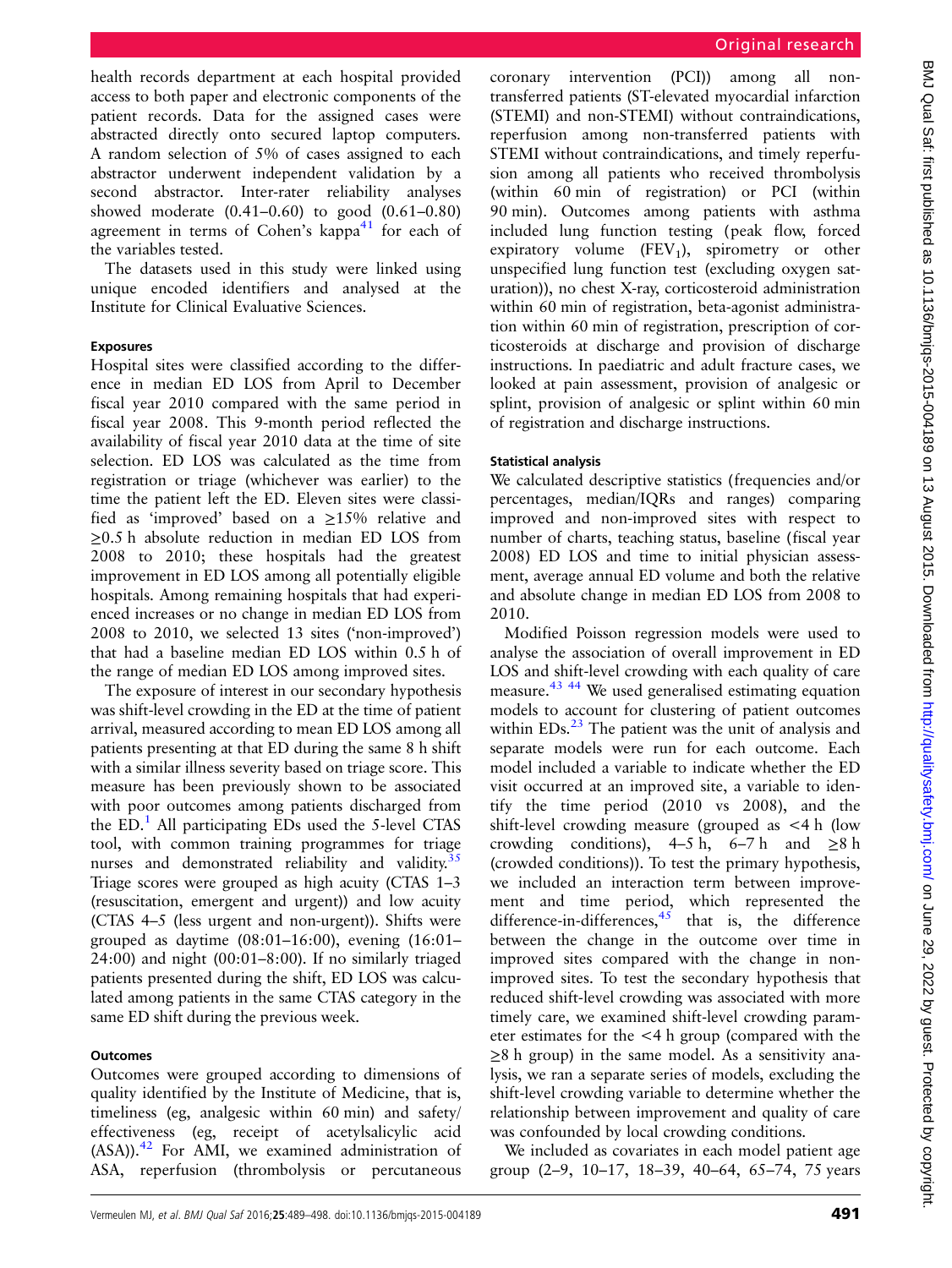health records department at each hospital provided access to both paper and electronic components of the patient records. Data for the assigned cases were abstracted directly onto secured laptop computers. A random selection of 5% of cases assigned to each abstractor underwent independent validation by a second abstractor. Inter-rater reliability analyses showed moderate (0.41–0.60) to good (0.61–0.80) agreement in terms of Cohen's kappa[41] for each of the variables tested.

The datasets used in this study were linked using unique encoded identifiers and analysed at the Institute for Clinical Evaluative Sciences.

### Exposures

Hospital sites were classified according to the difference in median ED LOS from April to December fiscal year 2010 compared with the same period in fiscal year 2008. This 9-month period reflected the availability of fiscal year 2010 data at the time of site selection. ED LOS was calculated as the time from registration or triage (whichever was earlier) to the time the patient left the ED. Eleven sites were classified as 'improved' based on a ≥15% relative and ≥0.5 h absolute reduction in median ED LOS from 2008 to 2010; these hospitals had the greatest improvement in ED LOS among all potentially eligible hospitals. Among remaining hospitals that had experienced increases or no change in median ED LOS from 2008 to 2010, we selected 13 sites ('non-improved') that had a baseline median ED LOS within 0.5 h of the range of median ED LOS among improved sites.

The exposure of interest in our secondary hypothesis was shift-level crowding in the ED at the time of patient arrival, measured according to mean ED LOS among all patients presenting at that ED during the same 8 h shift with a similar illness severity based on triage score. This measure has been previously shown to be associated with poor outcomes among patients discharged from the ED.[1] All participating EDs used the 5-level CTAS tool, with common training programmes for triage nurses and demonstrated reliability and validity.[35] Triage scores were grouped as high acuity (CTAS 1–3 (resuscitation, emergent and urgent)) and low acuity (CTAS 4–5 (less urgent and non-urgent)). Shifts were grouped as daytime (08:01–16:00), evening (16:01–24:00) and night (00:01–8:00). If no similarly triaged patients presented during the shift, ED LOS was calculated among patients in the same CTAS category in the same ED shift during the previous week.

### Outcomes

Outcomes were grouped according to dimensions of quality identified by the Institute of Medicine, that is, timeliness (eg, analgesic within 60 min) and safety/effectiveness (eg, receipt of acetylsalicylic acid (ASA)).[42] For AMI, we examined administration of ASA, reperfusion (thrombolysis or percutaneous coronary intervention (PCI)) among all non-transferred patients (ST-elevated myocardial infarction (STEMI) and non-STEMI) without contraindications, reperfusion among non-transferred patients with STEMI without contraindications, and timely reperfusion among all patients who received thrombolysis (within 60 min of registration) or PCI (within 90 min). Outcomes among patients with asthma included lung function testing (peak flow, forced expiratory volume ($FEV_1$), spirometry or other unspecified lung function test (excluding oxygen saturation)), no chest X-ray, corticosteroid administration within 60 min of registration, beta-agonist administration within 60 min of registration, prescription of corticosteroids at discharge and provision of discharge instructions. In paediatric and adult fracture cases, we looked at pain assessment, provision of analgesic or splint, provision of analgesic or splint within 60 min of registration and discharge instructions.

### Statistical analysis

We calculated descriptive statistics (frequencies and/or percentages, median/IQRs and ranges) comparing improved and non-improved sites with respect to number of charts, teaching status, baseline (fiscal year 2008) ED LOS and time to initial physician assessment, average annual ED volume and both the relative and absolute change in median ED LOS from 2008 to 2010.

Modified Poisson regression models were used to analyse the association of overall improvement in ED LOS and shift-level crowding with each quality of care measure.[43,44] We used generalised estimating equation models to account for clustering of patient outcomes within EDs.[23] The patient was the unit of analysis and separate models were run for each outcome. Each model included a variable to indicate whether the ED visit occurred at an improved site, a variable to identify the time period (2010 vs 2008), and the shift-level crowding measure (grouped as <4 h (low crowding conditions), 4–5 h, 6–7 h and ≥8 h (crowded conditions)). To test the primary hypothesis, we included an interaction term between improvement and time period, which represented the difference-in-differences,[45] that is, the difference between the change in the outcome over time in improved sites compared with the change in non-improved sites. To test the secondary hypothesis that reduced shift-level crowding was associated with more timely care, we examined shift-level crowding parameter estimates for the <4 h group (compared with the ≥8 h group) in the same model. As a sensitivity analysis, we ran a separate series of models, excluding the shift-level crowding variable to determine whether the relationship between improvement and quality of care was confounded by local crowding conditions.

We included as covariates in each model patient age group (2–9, 10–17, 18–39, 40–64, 65–74, 75 years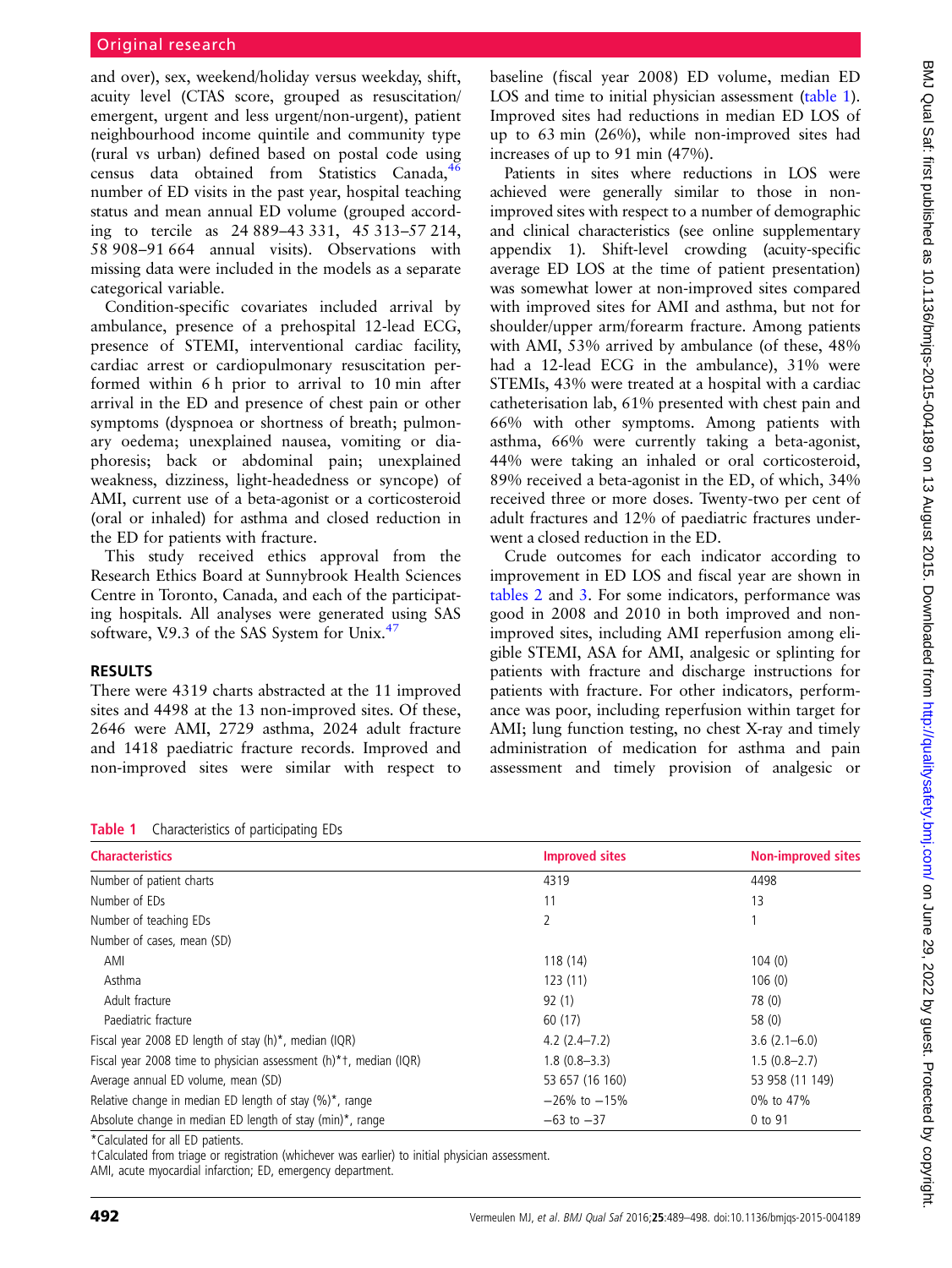and over), sex, weekend/holiday versus weekday, shift, acuity level (CTAS score, grouped as resuscitation/emergent, urgent and less urgent/non-urgent), patient neighbourhood income quintile and community type (rural vs urban) defined based on postal code using census data obtained from Statistics Canada,[46] number of ED visits in the past year, hospital teaching status and mean annual ED volume (grouped according to tercile as 24 889–43 331, 45 313–57 214, 58 908–91 664 annual visits). Observations with missing data were included in the models as a separate categorical variable.

Condition-specific covariates included arrival by ambulance, presence of a prehospital 12-lead ECG, presence of STEMI, interventional cardiac facility, cardiac arrest or cardiopulmonary resuscitation performed within 6 h prior to arrival to 10 min after arrival in the ED and presence of chest pain or other symptoms (dyspnoea or shortness of breath; pulmonary oedema; unexplained nausea, vomiting or diaphoresis; back or abdominal pain; unexplained weakness, dizziness, light-headedness or syncope) of AMI, current use of a beta-agonist or a corticosteroid (oral or inhaled) for asthma and closed reduction in the ED for patients with fracture.

This study received ethics approval from the Research Ethics Board at Sunnybrook Health Sciences Centre in Toronto, Canada, and each of the participating hospitals. All analyses were generated using SAS software, V.9.3 of the SAS System for Unix.[47]

## RESULTS

There were 4319 charts abstracted at the 11 improved sites and 4498 at the 13 non-improved sites. Of these, 2646 were AMI, 2729 asthma, 2024 adult fracture and 1418 paediatric fracture records. Improved and non-improved sites were similar with respect to baseline (fiscal year 2008) ED volume, median ED LOS and time to initial physician assessment (table 1). Improved sites had reductions in median ED LOS of up to 63 min (26%), while non-improved sites had increases of up to 91 min (47%).

Patients in sites where reductions in LOS were achieved were generally similar to those in non-improved sites with respect to a number of demographic and clinical characteristics (see online supplementary appendix 1). Shift-level crowding (acuity-specific average ED LOS at the time of patient presentation) was somewhat lower at non-improved sites compared with improved sites for AMI and asthma, but not for shoulder/upper arm/forearm fracture. Among patients with AMI, 53% arrived by ambulance (of these, 48% had a 12-lead ECG in the ambulance), 31% were STEMIs, 43% were treated at a hospital with a cardiac catheterisation lab, 61% presented with chest pain and 66% with other symptoms. Among patients with asthma, 66% were currently taking a beta-agonist, 44% were taking an inhaled or oral corticosteroid, 89% received a beta-agonist in the ED, of which, 34% received three or more doses. Twenty-two per cent of adult fractures and 12% of paediatric fractures underwent a closed reduction in the ED.

Crude outcomes for each indicator according to improvement in ED LOS and fiscal year are shown in tables 2 and 3. For some indicators, performance was good in 2008 and 2010 in both improved and non-improved sites, including AMI reperfusion among eligible STEMI, ASA for AMI, analgesic or splinting for patients with fracture and discharge instructions for patients with fracture. For other indicators, performance was poor, including reperfusion within target for AMI; lung function testing, no chest X-ray and timely administration of medication for asthma and pain assessment and timely provision of analgesic or

**Table 1** Characteristics of participating EDs

| Characteristics | Improved sites | Non-improved sites |
|---|---|---|
| Number of patient charts | 4319 | 4498 |
| Number of EDs | 11 | 13 |
| Number of teaching EDs | 2 | 1 |
| Number of cases, mean (SD) | | |
| AMI | 118 (14) | 104 (0) |
| Asthma | 123 (11) | 106 (0) |
| Adult fracture | 92 (1) | 78 (0) |
| Paediatric fracture | 60 (17) | 58 (0) |
| Fiscal year 2008 ED length of stay (h)*, median (IQR) | 4.2 (2.4–7.2) | 3.6 (2.1–6.0) |
| Fiscal year 2008 time to physician assessment (h)*†, median (IQR) | 1.8 (0.8–3.3) | 1.5 (0.8–2.7) |
| Average annual ED volume, mean (SD) | 53 657 (16 160) | 53 958 (11 149) |
| Relative change in median ED length of stay (%)*, range | −26% to −15% | 0% to 47% |
| Absolute change in median ED length of stay (min)*, range | −63 to −37 | 0 to 91 |

*Calculated for all ED patients.
†Calculated from triage or registration (whichever was earlier) to initial physician assessment.
AMI, acute myocardial infarction; ED, emergency department.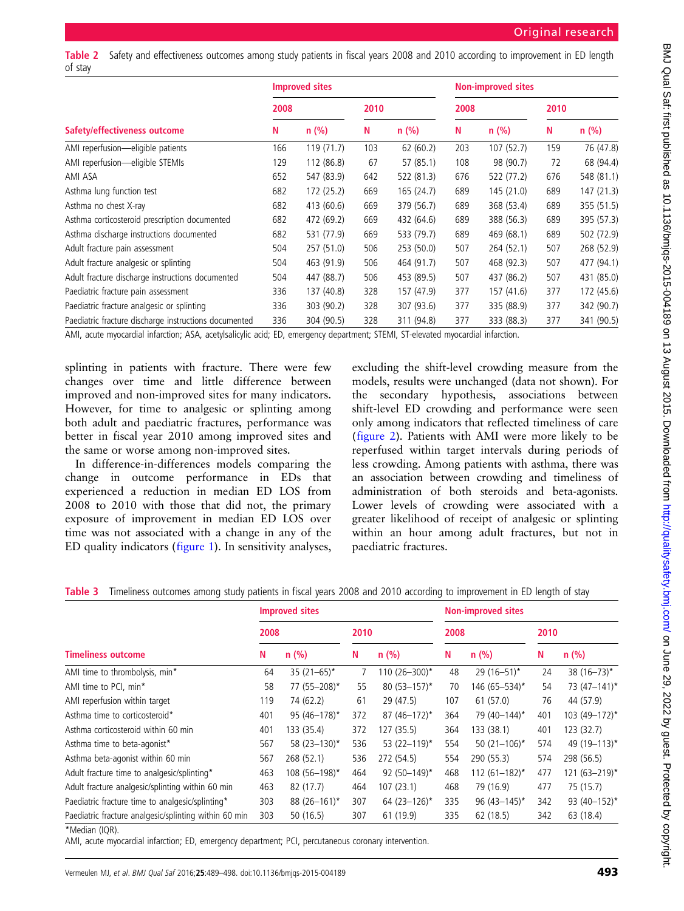**Table 2** Safety and effectiveness outcomes among study patients in fiscal years 2008 and 2010 according to improvement in ED length of stay

| Safety/effectiveness outcome | Improved sites | | | | Non-improved sites | | | |
|---|---|---|---|---|---|---|---|---|
| | 2008 | | 2010 | | 2008 | | 2010 | |
| | N | n (%) | N | n (%) | N | n (%) | N | n (%) |
| AMI reperfusion—eligible patients | 166 | 119 (71.7) | 103 | 62 (60.2) | 203 | 107 (52.7) | 159 | 76 (47.8) |
| AMI reperfusion—eligible STEMIs | 129 | 112 (86.8) | 67 | 57 (85.1) | 108 | 98 (90.7) | 72 | 68 (94.4) |
| AMI ASA | 652 | 547 (83.9) | 642 | 522 (81.3) | 676 | 522 (77.2) | 676 | 548 (81.1) |
| Asthma lung function test | 682 | 172 (25.2) | 669 | 165 (24.7) | 689 | 145 (21.0) | 689 | 147 (21.3) |
| Asthma no chest X-ray | 682 | 413 (60.6) | 669 | 379 (56.7) | 689 | 368 (53.4) | 689 | 355 (51.5) |
| Asthma corticosteroid prescription documented | 682 | 472 (69.2) | 669 | 432 (64.6) | 689 | 388 (56.3) | 689 | 395 (57.3) |
| Asthma discharge instructions documented | 682 | 531 (77.9) | 669 | 533 (79.7) | 689 | 469 (68.1) | 689 | 502 (72.9) |
| Adult fracture pain assessment | 504 | 257 (51.0) | 506 | 253 (50.0) | 507 | 264 (52.1) | 507 | 268 (52.9) |
| Adult fracture analgesic or splinting | 504 | 463 (91.9) | 506 | 464 (91.7) | 507 | 468 (92.3) | 507 | 477 (94.1) |
| Adult fracture discharge instructions documented | 504 | 447 (88.7) | 506 | 453 (89.5) | 507 | 437 (86.2) | 507 | 431 (85.0) |
| Paediatric fracture pain assessment | 336 | 137 (40.8) | 328 | 157 (47.9) | 377 | 157 (41.6) | 377 | 172 (45.6) |
| Paediatric fracture analgesic or splinting | 336 | 303 (90.2) | 328 | 307 (93.6) | 377 | 335 (88.9) | 377 | 342 (90.7) |
| Paediatric fracture discharge instructions documented | 336 | 304 (90.5) | 328 | 311 (94.8) | 377 | 333 (88.3) | 377 | 341 (90.5) |

AMI, acute myocardial infarction; ASA, acetylsalicylic acid; ED, emergency department; STEMI, ST-elevated myocardial infarction.

splinting in patients with fracture. There were few changes over time and little difference between improved and non-improved sites for many indicators. However, for time to analgesic or splinting among both adult and paediatric fractures, performance was better in fiscal year 2010 among improved sites and the same or worse among non-improved sites.

In difference-in-differences models comparing the change in outcome performance in EDs that experienced a reduction in median ED LOS from 2008 to 2010 with those that did not, the primary exposure of improvement in median ED LOS over time was not associated with a change in any of the ED quality indicators (figure 1). In sensitivity analyses, excluding the shift-level crowding measure from the models, results were unchanged (data not shown). For the secondary hypothesis, associations between shift-level ED crowding and performance were seen only among indicators that reflected timeliness of care (figure 2). Patients with AMI were more likely to be reperfused within target intervals during periods of less crowding. Among patients with asthma, there was an association between crowding and timeliness of administration of both steroids and beta-agonists. Lower levels of crowding were associated with a greater likelihood of receipt of analgesic or splinting within an hour among adult fractures, but not in paediatric fractures.

**Table 3** Timeliness outcomes among study patients in fiscal years 2008 and 2010 according to improvement in ED length of stay

| Timeliness outcome | Improved sites | | | | Non-improved sites | | | |
|---|---|---|---|---|---|---|---|---|
| | 2008 | | 2010 | | 2008 | | 2010 | |
| | N | n (%) | N | n (%) | N | n (%) | N | n (%) |
| AMI time to thrombolysis, min* | 64 | 35 (21–65)* | 7 | 110 (26–300)* | 48 | 29 (16–51)* | 24 | 38 (16–73)* |
| AMI time to PCI, min* | 58 | 77 (55–208)* | 55 | 80 (53–157)* | 70 | 146 (65–534)* | 54 | 73 (47–141)* |
| AMI reperfusion within target | 119 | 74 (62.2) | 61 | 29 (47.5) | 107 | 61 (57.0) | 76 | 44 (57.9) |
| Asthma time to corticosteroid* | 401 | 95 (46–178)* | 372 | 87 (46–172)* | 364 | 79 (40–144)* | 401 | 103 (49–172)* |
| Asthma corticosteroid within 60 min | 401 | 133 (35.4) | 372 | 127 (35.5) | 364 | 133 (38.1) | 401 | 123 (32.7) |
| Asthma time to beta-agonist* | 567 | 58 (23–130)* | 536 | 53 (22–119)* | 554 | 50 (21–106)* | 574 | 49 (19–113)* |
| Asthma beta-agonist within 60 min | 567 | 268 (52.1) | 536 | 272 (54.5) | 554 | 290 (55.3) | 574 | 298 (56.5) |
| Adult fracture time to analgesic/splinting* | 463 | 108 (56–198)* | 464 | 92 (50–149)* | 468 | 112 (61–182)* | 477 | 121 (63–219)* |
| Adult fracture analgesic/splinting within 60 min | 463 | 82 (17.7) | 464 | 107 (23.1) | 468 | 79 (16.9) | 477 | 75 (15.7) |
| Paediatric fracture time to analgesic/splinting* | 303 | 88 (26–161)* | 307 | 64 (23–126)* | 335 | 96 (43–145)* | 342 | 93 (40–152)* |
| Paediatric fracture analgesic/splinting within 60 min | 303 | 50 (16.5) | 307 | 61 (19.9) | 335 | 62 (18.5) | 342 | 63 (18.4) |

*Median (IQR).
AMI, acute myocardial infarction; ED, emergency department; PCI, percutaneous coronary intervention.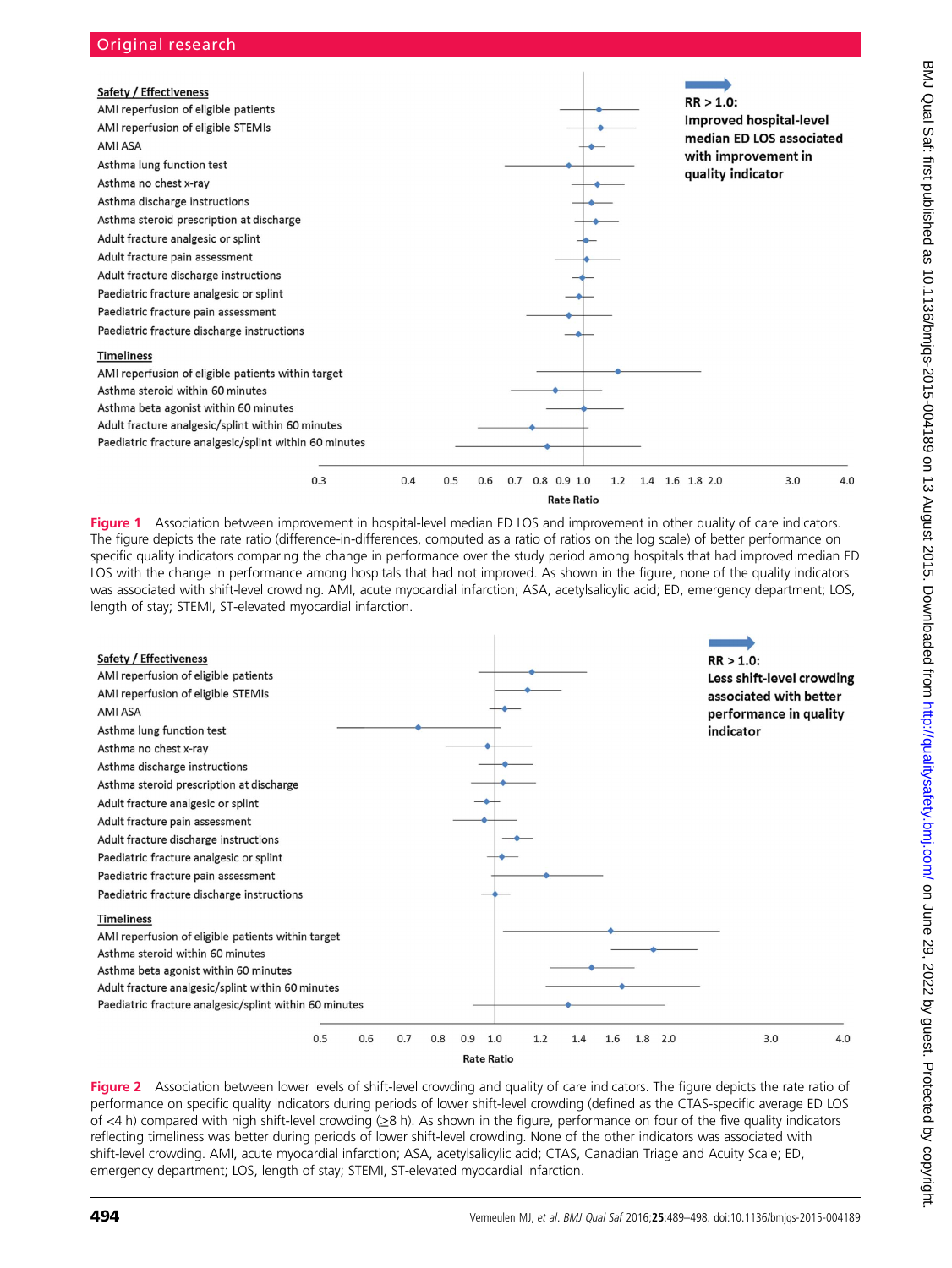Safety / Effectiveness

- AMI reperfusion of eligible patients
- AMI reperfusion of eligible STEMIs
- AMI ASA
- Asthma lung function test
- Asthma no chest x-ray
- Asthma discharge instructions
- Asthma steroid prescription at discharge
- Adult fracture analgesic or splint
- Adult fracture pain assessment
- Adult fracture discharge instructions
- Paediatric fracture analgesic or splint
- Paediatric fracture pain assessment
- Paediatric fracture discharge instructions

Timeliness

- AMI reperfusion of eligible patients within target
- Asthma steroid within 60 minutes
- Asthma beta agonist within 60 minutes
- Adult fracture analgesic/splint within 60 minutes
- Paediatric fracture analgesic/splint within 60 minutes

RR > 1.0: Improved hospital-level median ED LOS associated with improvement in quality indicator

Rate Ratio: 0.3, 0.4, 0.5, 0.6, 0.7, 0.8, 0.9, 1.0, 1.2, 1.4, 1.6, 1.8, 2.0, 3.0, 4.0

**Figure 1** Association between improvement in hospital-level median ED LOS and improvement in other quality of care indicators. The figure depicts the rate ratio (difference-in-differences, computed as a ratio of ratios on the log scale) of better performance on specific quality indicators comparing the change in performance over the study period among hospitals that had improved median ED LOS with the change in performance among hospitals that had not improved. As shown in the figure, none of the quality indicators was associated with shift-level crowding. AMI, acute myocardial infarction; ASA, acetylsalicylic acid; ED, emergency department; LOS, length of stay; STEMI, ST-elevated myocardial infarction.

Safety / Effectiveness

- AMI reperfusion of eligible patients
- AMI reperfusion of eligible STEMIs
- AMI ASA
- Asthma lung function test
- Asthma no chest x-ray
- Asthma discharge instructions
- Asthma steroid prescription at discharge
- Adult fracture analgesic or splint
- Adult fracture pain assessment
- Adult fracture discharge instructions
- Paediatric fracture analgesic or splint
- Paediatric fracture pain assessment
- Paediatric fracture discharge instructions

Timeliness

- AMI reperfusion of eligible patients within target
- Asthma steroid within 60 minutes
- Asthma beta agonist within 60 minutes
- Adult fracture analgesic/splint within 60 minutes
- Paediatric fracture analgesic/splint within 60 minutes

RR > 1.0: Less shift-level crowding associated with better performance in quality indicator

Rate Ratio: 0.5, 0.6, 0.7, 0.8, 0.9, 1.0, 1.2, 1.4, 1.6, 1.8, 2.0, 3.0, 4.0

**Figure 2** Association between lower levels of shift-level crowding and quality of care indicators. The figure depicts the rate ratio of performance on specific quality indicators during periods of lower shift-level crowding (defined as the CTAS-specific average ED LOS of <4 h) compared with high shift-level crowding (≥8 h). As shown in the figure, performance on four of the five quality indicators reflecting timeliness was better during periods of lower shift-level crowding. None of the other indicators was associated with shift-level crowding. AMI, acute myocardial infarction; ASA, acetylsalicylic acid; CTAS, Canadian Triage and Acuity Scale; ED, emergency department; LOS, length of stay; STEMI, ST-elevated myocardial infarction.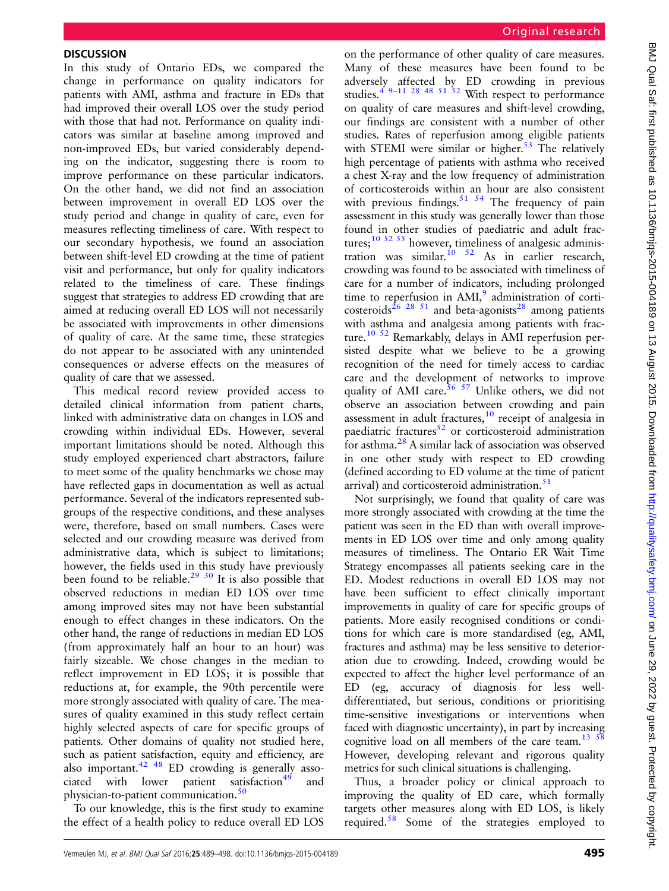## DISCUSSION

In this study of Ontario EDs, we compared the change in performance on quality indicators for patients with AMI, asthma and fracture in EDs that had improved their overall LOS over the study period with those that had not. Performance on quality indicators was similar at baseline among improved and non-improved EDs, but varied considerably depending on the indicator, suggesting there is room to improve performance on these particular indicators. On the other hand, we did not find an association between improvement in overall ED LOS over the study period and change in quality of care, even for measures reflecting timeliness of care. With respect to our secondary hypothesis, we found an association between shift-level ED crowding at the time of patient visit and performance, but only for quality indicators related to the timeliness of care. These findings suggest that strategies to address ED crowding that are aimed at reducing overall ED LOS will not necessarily be associated with improvements in other dimensions of quality of care. At the same time, these strategies do not appear to be associated with any unintended consequences or adverse effects on the measures of quality of care that we assessed.

This medical record review provided access to detailed clinical information from patient charts, linked with administrative data on changes in LOS and crowding within individual EDs. However, several important limitations should be noted. Although this study employed experienced chart abstractors, failure to meet some of the quality benchmarks we chose may have reflected gaps in documentation as well as actual performance. Several of the indicators represented subgroups of the respective conditions, and these analyses were, therefore, based on small numbers. Cases were selected and our crowding measure was derived from administrative data, which is subject to limitations; however, the fields used in this study have previously been found to be reliable.[29 30] It is also possible that observed reductions in median ED LOS over time among improved sites may not have been substantial enough to effect changes in these indicators. On the other hand, the range of reductions in median ED LOS (from approximately half an hour to an hour) was fairly sizeable. We chose changes in the median to reflect improvement in ED LOS; it is possible that reductions at, for example, the 90th percentile were more strongly associated with quality of care. The measures of quality examined in this study reflect certain highly selected aspects of care for specific groups of patients. Other domains of quality not studied here, such as patient satisfaction, equity and efficiency, are also important.[42 48] ED crowding is generally associated with lower patient satisfaction[49] and physician-to-patient communication.[50]

To our knowledge, this is the first study to examine the effect of a health policy to reduce overall ED LOS on the performance of other quality of care measures. Many of these measures have been found to be adversely affected by ED crowding in previous studies.[4 9–11 28 48 51 52] With respect to performance on quality of care measures and shift-level crowding, our findings are consistent with a number of other studies. Rates of reperfusion among eligible patients with STEMI were similar or higher.[53] The relatively high percentage of patients with asthma who received a chest X-ray and the low frequency of administration of corticosteroids within an hour are also consistent with previous findings.[51 54] The frequency of pain assessment in this study was generally lower than those found in other studies of paediatric and adult fractures;[10 52 55] however, timeliness of analgesic administration was similar.[10 52] As in earlier research, crowding was found to be associated with timeliness of care for a number of indicators, including prolonged time to reperfusion in AMI,[9] administration of corticosteroids[26 28 51] and beta-agonists[28] among patients with asthma and analgesia among patients with fracture.[10 52] Remarkably, delays in AMI reperfusion persisted despite what we believe to be a growing recognition of the need for timely access to cardiac care and the development of networks to improve quality of AMI care.[56 57] Unlike others, we did not observe an association between crowding and pain assessment in adult fractures,[10] receipt of analgesia in paediatric fractures[52] or corticosteroid administration for asthma.[28] A similar lack of association was observed in one other study with respect to ED crowding (defined according to ED volume at the time of patient arrival) and corticosteroid administration.[51]

Not surprisingly, we found that quality of care was more strongly associated with crowding at the time the patient was seen in the ED than with overall improvements in ED LOS over time and only among quality measures of timeliness. The Ontario ER Wait Time Strategy encompasses all patients seeking care in the ED. Modest reductions in overall ED LOS may not have been sufficient to effect clinically important improvements in quality of care for specific groups of patients. More easily recognised conditions or conditions for which care is more standardised (eg, AMI, fractures and asthma) may be less sensitive to deterioration due to crowding. Indeed, crowding would be expected to affect the higher level performance of an ED (eg, accuracy of diagnosis for less well-differentiated, but serious, conditions or prioritising time-sensitive investigations or interventions when faced with diagnostic uncertainty), in part by increasing cognitive load on all members of the care team.[13 58] However, developing relevant and rigorous quality metrics for such clinical situations is challenging.

Thus, a broader policy or clinical approach to improving the quality of ED care, which formally targets other measures along with ED LOS, is likely required.[58] Some of the strategies employed to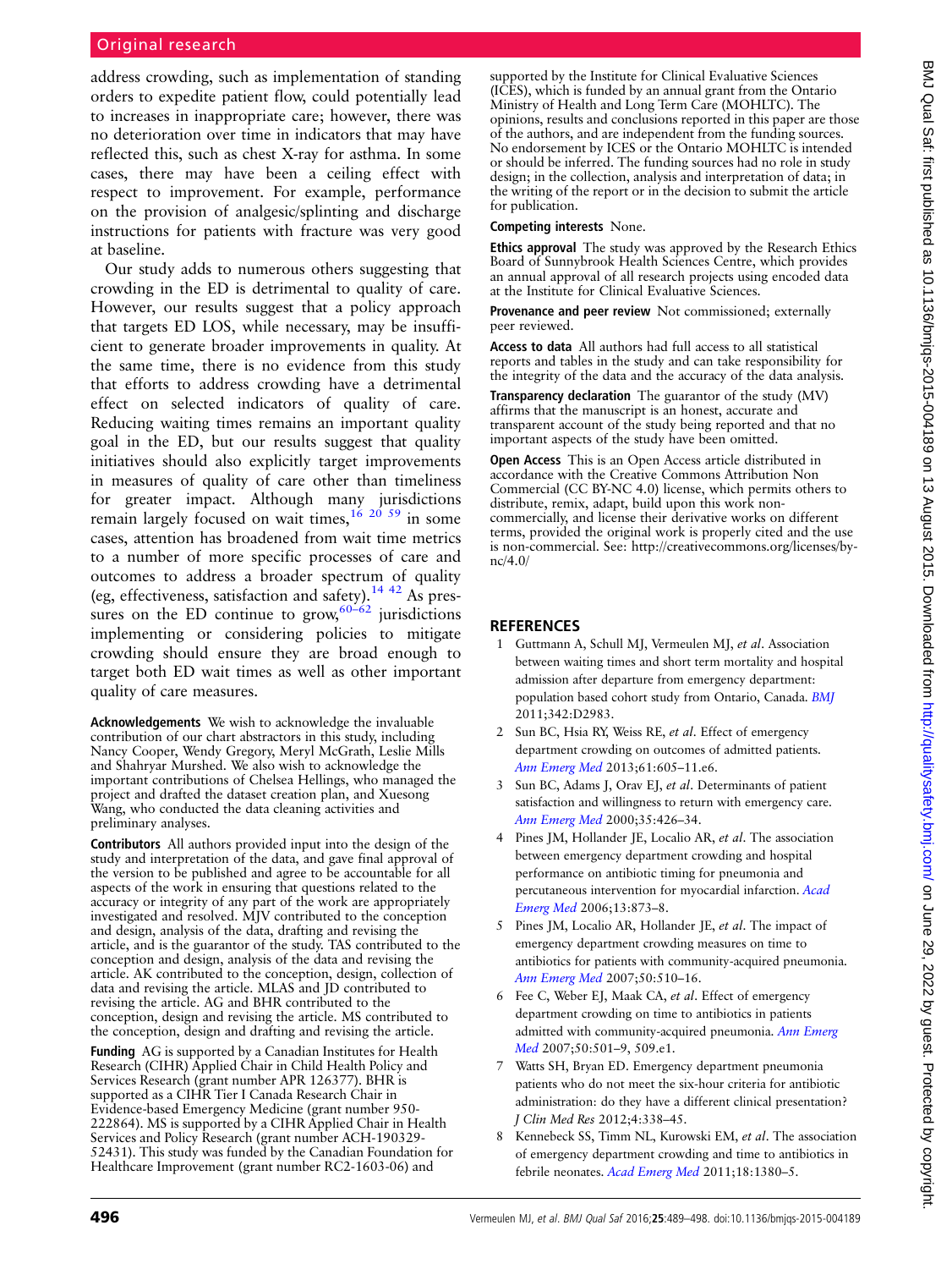address crowding, such as implementation of standing orders to expedite patient flow, could potentially lead to increases in inappropriate care; however, there was no deterioration over time in indicators that may have reflected this, such as chest X-ray for asthma. In some cases, there may have been a ceiling effect with respect to improvement. For example, performance on the provision of analgesic/splinting and discharge instructions for patients with fracture was very good at baseline.

Our study adds to numerous others suggesting that crowding in the ED is detrimental to quality of care. However, our results suggest that a policy approach that targets ED LOS, while necessary, may be insufficient to generate broader improvements in quality. At the same time, there is no evidence from this study that efforts to address crowding have a detrimental effect on selected indicators of quality of care. Reducing waiting times remains an important quality goal in the ED, but our results suggest that quality initiatives should also explicitly target improvements in measures of quality of care other than timeliness for greater impact. Although many jurisdictions remain largely focused on wait times,[16 20 59] in some cases, attention has broadened from wait time metrics to a number of more specific processes of care and outcomes to address a broader spectrum of quality (eg, effectiveness, satisfaction and safety).[14 42] As pressures on the ED continue to grow,[60–62] jurisdictions implementing or considering policies to mitigate crowding should ensure they are broad enough to target both ED wait times as well as other important quality of care measures.

**Acknowledgements** We wish to acknowledge the invaluable contribution of our chart abstractors in this study, including Nancy Cooper, Wendy Gregory, Meryl McGrath, Leslie Mills and Shahryar Murshed. We also wish to acknowledge the important contributions of Chelsea Hellings, who managed the project and drafted the dataset creation plan, and Xuesong Wang, who conducted the data cleaning activities and preliminary analyses.

**Contributors** All authors provided input into the design of the study and interpretation of the data, and gave final approval of the version to be published and agree to be accountable for all aspects of the work in ensuring that questions related to the accuracy or integrity of any part of the work are appropriately investigated and resolved. MJV contributed to the conception and design, analysis of the data, drafting and revising the article, and is the guarantor of the study. TAS contributed to the conception and design, analysis of the data and revising the article. AK contributed to the conception, design, collection of data and revising the article. MLAS and JD contributed to revising the article. AG and BHR contributed to the conception, design and revising the article. MS contributed to the conception, design and drafting and revising the article.

**Funding** AG is supported by a Canadian Institutes for Health Research (CIHR) Applied Chair in Child Health Policy and Services Research (grant number APR 126377). BHR is supported as a CIHR Tier I Canada Research Chair in Evidence-based Emergency Medicine (grant number 950-222864). MS is supported by a CIHR Applied Chair in Health Services and Policy Research (grant number ACH-190329-52431). This study was funded by the Canadian Foundation for Healthcare Improvement (grant number RC2-1603-06) and supported by the Institute for Clinical Evaluative Sciences (ICES), which is funded by an annual grant from the Ontario Ministry of Health and Long Term Care (MOHLTC). The opinions, results and conclusions reported in this paper are those of the authors, and are independent from the funding sources. No endorsement by ICES or the Ontario MOHLTC is intended or should be inferred. The funding sources had no role in study design; in the collection, analysis and interpretation of data; in the writing of the report or in the decision to submit the article for publication.

**Competing interests** None.

**Ethics approval** The study was approved by the Research Ethics Board of Sunnybrook Health Sciences Centre, which provides an annual approval of all research projects using encoded data at the Institute for Clinical Evaluative Sciences.

**Provenance and peer review** Not commissioned; externally peer reviewed.

**Access to data** All authors had full access to all statistical reports and tables in the study and can take responsibility for the integrity of the data and the accuracy of the data analysis.

**Transparency declaration** The guarantor of the study (MV) affirms that the manuscript is an honest, accurate and transparent account of the study being reported and that no important aspects of the study have been omitted.

**Open Access** This is an Open Access article distributed in accordance with the Creative Commons Attribution Non Commercial (CC BY-NC 4.0) license, which permits others to distribute, remix, adapt, build upon this work non-commercially, and license their derivative works on different terms, provided the original work is properly cited and the use is non-commercial. See: http://creativecommons.org/licenses/by-nc/4.0/

## REFERENCES

1. Guttmann A, Schull MJ, Vermeulen MJ, *et al*. Association between waiting times and short term mortality and hospital admission after departure from emergency department: population based cohort study from Ontario, Canada. *BMJ* 2011;342:D2983.
2. Sun BC, Hsia RY, Weiss RE, *et al*. Effect of emergency department crowding on outcomes of admitted patients. *Ann Emerg Med* 2013;61:605–11.e6.
3. Sun BC, Adams J, Orav EJ, *et al*. Determinants of patient satisfaction and willingness to return with emergency care. *Ann Emerg Med* 2000;35:426–34.
4. Pines JM, Hollander JE, Localio AR, *et al*. The association between emergency department crowding and hospital performance on antibiotic timing for pneumonia and percutaneous intervention for myocardial infarction. *Acad Emerg Med* 2006;13:873–8.
5. Pines JM, Localio AR, Hollander JE, *et al*. The impact of emergency department crowding measures on time to antibiotics for patients with community-acquired pneumonia. *Ann Emerg Med* 2007;50:510–16.
6. Fee C, Weber EJ, Maak CA, *et al*. Effect of emergency department crowding on time to antibiotics in patients admitted with community-acquired pneumonia. *Ann Emerg Med* 2007;50:501–9, 509.e1.
7. Watts SH, Bryan ED. Emergency department pneumonia patients who do not meet the six-hour criteria for antibiotic administration: do they have a different clinical presentation? *J Clin Med Res* 2012;4:338–45.
8. Kennebeck SS, Timm NL, Kurowski EM, *et al*. The association of emergency department crowding and time to antibiotics in febrile neonates. *Acad Emerg Med* 2011;18:1380–5.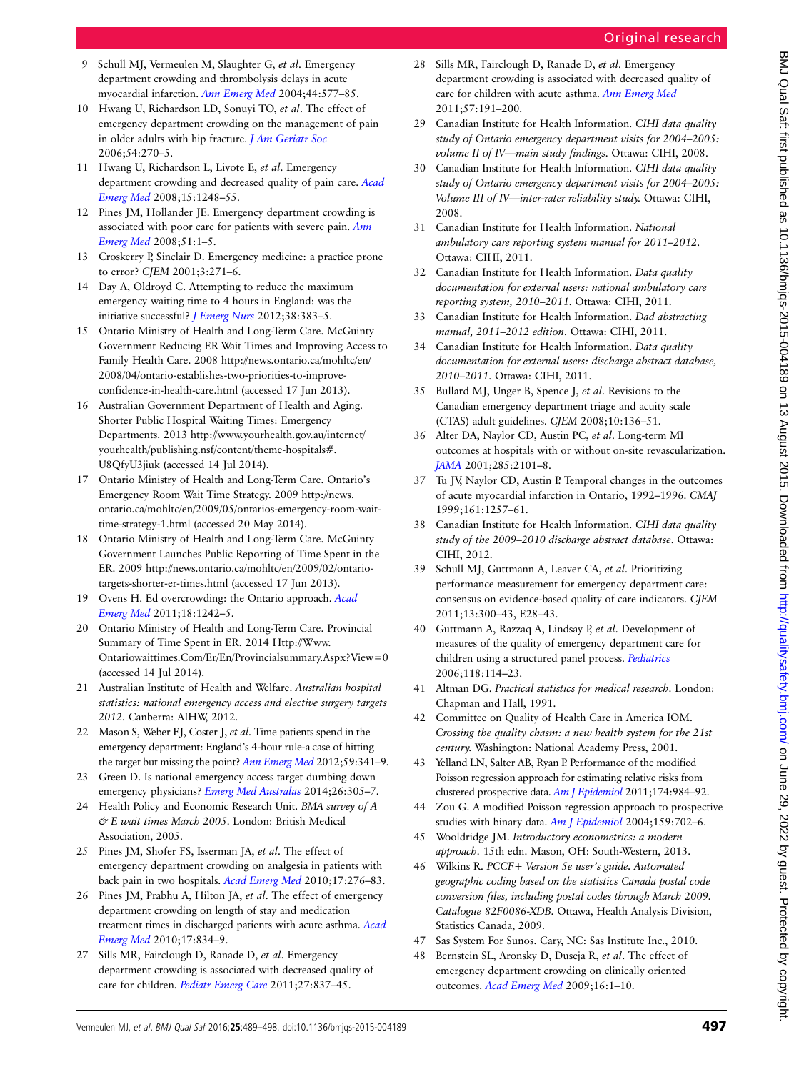9. Schull MJ, Vermeulen M, Slaughter G, *et al*. Emergency department crowding and thrombolysis delays in acute myocardial infarction. *Ann Emerg Med* 2004;44:577–85.
10. Hwang U, Richardson LD, Sonuyi TO, *et al*. The effect of emergency department crowding on the management of pain in older adults with hip fracture. *J Am Geriatr Soc* 2006;54:270–5.
11. Hwang U, Richardson L, Livote E, *et al*. Emergency department crowding and decreased quality of pain care. *Acad Emerg Med* 2008;15:1248–55.
12. Pines JM, Hollander JE. Emergency department crowding is associated with poor care for patients with severe pain. *Ann Emerg Med* 2008;51:1–5.
13. Croskerry P, Sinclair D. Emergency medicine: a practice prone to error? *CJEM* 2001;3:271–6.
14. Day A, Oldroyd C. Attempting to reduce the maximum emergency waiting time to 4 hours in England: was the initiative successful? *J Emerg Nurs* 2012;38:383–5.
15. Ontario Ministry of Health and Long-Term Care. McGuinty Government Reducing ER Wait Times and Improving Access to Family Health Care. 2008 http://news.ontario.ca/mohltc/en/2008/04/ontario-establishes-two-priorities-to-improve-confidence-in-health-care.html (accessed 17 Jun 2013).
16. Australian Government Department of Health and Aging. Shorter Public Hospital Waiting Times: Emergency Departments. 2013 http://www.yourhealth.gov.au/internet/yourhealth/publishing.nsf/content/theme-hospitals#.U8QfyU3jiuk (accessed 14 Jul 2014).
17. Ontario Ministry of Health and Long-Term Care. Ontario's Emergency Room Wait Time Strategy. 2009 http://news.ontario.ca/mohltc/en/2009/05/ontarios-emergency-room-wait-time-strategy-1.html (accessed 20 May 2014).
18. Ontario Ministry of Health and Long-Term Care. McGuinty Government Launches Public Reporting of Time Spent in the ER. 2009 http://news.ontario.ca/mohltc/en/2009/02/ontario-targets-shorter-er-times.html (accessed 17 Jun 2013).
19. Ovens H. Ed overcrowding: the Ontario approach. *Acad Emerg Med* 2011;18:1242–5.
20. Ontario Ministry of Health and Long-Term Care. Provincial Summary of Time Spent in ER. 2014 Http://Www.Ontariowaittimes.Com/Er/En/Provincialsummary.Aspx?View=0 (accessed 14 Jul 2014).
21. Australian Institute of Health and Welfare. *Australian hospital statistics: national emergency access and elective surgery targets 2012*. Canberra: AIHW, 2012.
22. Mason S, Weber EJ, Coster J, *et al*. Time patients spend in the emergency department: England's 4-hour rule-a case of hitting the target but missing the point? *Ann Emerg Med* 2012;59:341–9.
23. Green D. Is national emergency access target dumbing down emergency physicians? *Emerg Med Australas* 2014;26:305–7.
24. Health Policy and Economic Research Unit. *BMA survey of A & E wait times March 2005*. London: British Medical Association, 2005.
25. Pines JM, Shofer FS, Isserman JA, *et al*. The effect of emergency department crowding on analgesia in patients with back pain in two hospitals. *Acad Emerg Med* 2010;17:276–83.
26. Pines JM, Prabhu A, Hilton JA, *et al*. The effect of emergency department crowding on length of stay and medication treatment times in discharged patients with acute asthma. *Acad Emerg Med* 2010;17:834–9.
27. Sills MR, Fairclough D, Ranade D, *et al*. Emergency department crowding is associated with decreased quality of care for children. *Pediatr Emerg Care* 2011;27:837–45.
28. Sills MR, Fairclough D, Ranade D, *et al*. Emergency department crowding is associated with decreased quality of care for children with acute asthma. *Ann Emerg Med* 2011;57:191–200.
29. Canadian Institute for Health Information. *CIHI data quality study of Ontario emergency department visits for 2004–2005: volume II of IV—main study findings*. Ottawa: CIHI, 2008.
30. Canadian Institute for Health Information. *CIHI data quality study of Ontario emergency department visits for 2004–2005: Volume III of IV—inter-rater reliability study*. Ottawa: CIHI, 2008.
31. Canadian Institute for Health Information. *National ambulatory care reporting system manual for 2011–2012*. Ottawa: CIHI, 2011.
32. Canadian Institute for Health Information. *Data quality documentation for external users: national ambulatory care reporting system, 2010–2011*. Ottawa: CIHI, 2011.
33. Canadian Institute for Health Information. *Dad abstracting manual, 2011–2012 edition*. Ottawa: CIHI, 2011.
34. Canadian Institute for Health Information. *Data quality documentation for external users: discharge abstract database, 2010–2011*. Ottawa: CIHI, 2011.
35. Bullard MJ, Unger B, Spence J, *et al*. Revisions to the Canadian emergency department triage and acuity scale (CTAS) adult guidelines. *CJEM* 2008;10:136–51.
36. Alter DA, Naylor CD, Austin PC, *et al*. Long-term MI outcomes at hospitals with or without on-site revascularization. *JAMA* 2001;285:2101–8.
37. Tu JV, Naylor CD, Austin P. Temporal changes in the outcomes of acute myocardial infarction in Ontario, 1992–1996. *CMAJ* 1999;161:1257–61.
38. Canadian Institute for Health Information. *CIHI data quality study of the 2009–2010 discharge abstract database*. Ottawa: CIHI, 2012.
39. Schull MJ, Guttmann A, Leaver CA, *et al*. Prioritizing performance measurement for emergency department care: consensus on evidence-based quality of care indicators. *CJEM* 2011;13:300–43, E28–43.
40. Guttmann A, Razzaq A, Lindsay P, *et al*. Development of measures of the quality of emergency department care for children using a structured panel process. *Pediatrics* 2006;118:114–23.
41. Altman DG. *Practical statistics for medical research*. London: Chapman and Hall, 1991.
42. Committee on Quality of Health Care in America IOM. *Crossing the quality chasm: a new health system for the 21st century*. Washington: National Academy Press, 2001.
43. Yelland LN, Salter AB, Ryan P. Performance of the modified Poisson regression approach for estimating relative risks from clustered prospective data. *Am J Epidemiol* 2011;174:984–92.
44. Zou G. A modified Poisson regression approach to prospective studies with binary data. *Am J Epidemiol* 2004;159:702–6.
45. Wooldridge JM. *Introductory econometrics: a modern approach*. 15th edn. Mason, OH: South-Western, 2013.
46. Wilkins R. *PCCF+ Version 5e user's guide. Automated geographic coding based on the statistics Canada postal code conversion files, including postal codes through March 2009. Catalogue 82F0086-XDB*. Ottawa, Health Analysis Division, Statistics Canada, 2009.
47. Sas System For Sunos. Cary, NC: Sas Institute Inc., 2010.
48. Bernstein SL, Aronsky D, Duseja R, *et al*. The effect of emergency department crowding on clinically oriented outcomes. *Acad Emerg Med* 2009;16:1–10.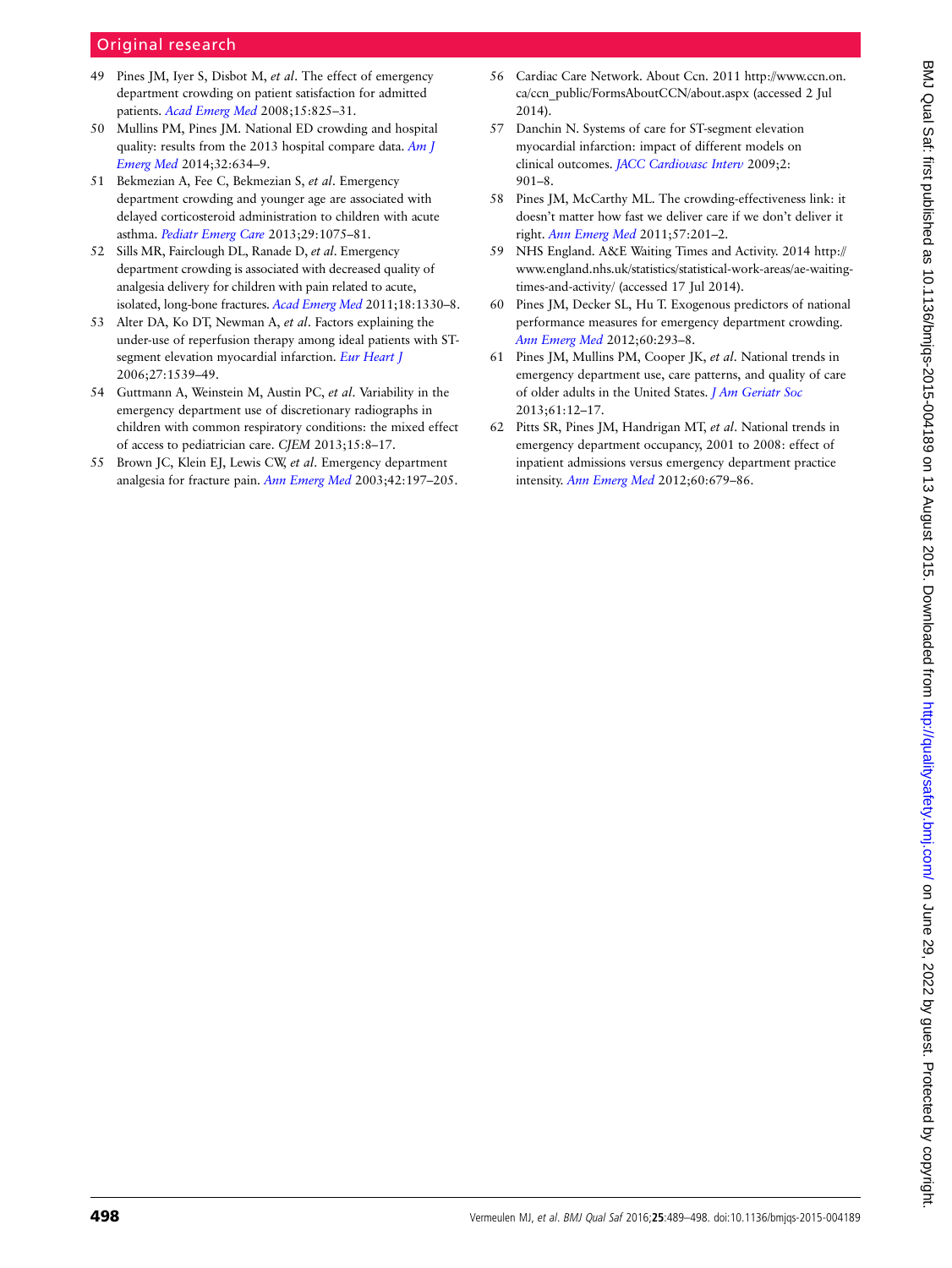49 Pines JM, Iyer S, Disbot M, *et al*. The effect of emergency department crowding on patient satisfaction for admitted patients. *Acad Emerg Med* 2008;15:825–31.

50 Mullins PM, Pines JM. National ED crowding and hospital quality: results from the 2013 hospital compare data. *Am J Emerg Med* 2014;32:634–9.

51 Bekmezian A, Fee C, Bekmezian S, *et al*. Emergency department crowding and younger age are associated with delayed corticosteroid administration to children with acute asthma. *Pediatr Emerg Care* 2013;29:1075–81.

52 Sills MR, Fairclough DL, Ranade D, *et al*. Emergency department crowding is associated with decreased quality of analgesia delivery for children with pain related to acute, isolated, long-bone fractures. *Acad Emerg Med* 2011;18:1330–8.

53 Alter DA, Ko DT, Newman A, *et al*. Factors explaining the under-use of reperfusion therapy among ideal patients with ST-segment elevation myocardial infarction. *Eur Heart J* 2006;27:1539–49.

54 Guttmann A, Weinstein M, Austin PC, *et al*. Variability in the emergency department use of discretionary radiographs in children with common respiratory conditions: the mixed effect of access to pediatrician care. *CJEM* 2013;15:8–17.

55 Brown JC, Klein EJ, Lewis CW, *et al*. Emergency department analgesia for fracture pain. *Ann Emerg Med* 2003;42:197–205.

56 Cardiac Care Network. About Ccn. 2011 http://www.ccn.on.ca/ccn_public/FormsAboutCCN/about.aspx (accessed 2 Jul 2014).

57 Danchin N. Systems of care for ST-segment elevation myocardial infarction: impact of different models on clinical outcomes. *JACC Cardiovasc Interv* 2009;2:901–8.

58 Pines JM, McCarthy ML. The crowding-effectiveness link: it doesn't matter how fast we deliver care if we don't deliver it right. *Ann Emerg Med* 2011;57:201–2.

59 NHS England. A&E Waiting Times and Activity. 2014 http://www.england.nhs.uk/statistics/statistical-work-areas/ae-waiting-times-and-activity/ (accessed 17 Jul 2014).

60 Pines JM, Decker SL, Hu T. Exogenous predictors of national performance measures for emergency department crowding. *Ann Emerg Med* 2012;60:293–8.

61 Pines JM, Mullins PM, Cooper JK, *et al*. National trends in emergency department use, care patterns, and quality of care of older adults in the United States. *J Am Geriatr Soc* 2013;61:12–17.

62 Pitts SR, Pines JM, Handrigan MT, *et al*. National trends in emergency department occupancy, 2001 to 2008: effect of inpatient admissions versus emergency department practice intensity. *Ann Emerg Med* 2012;60:679–86.